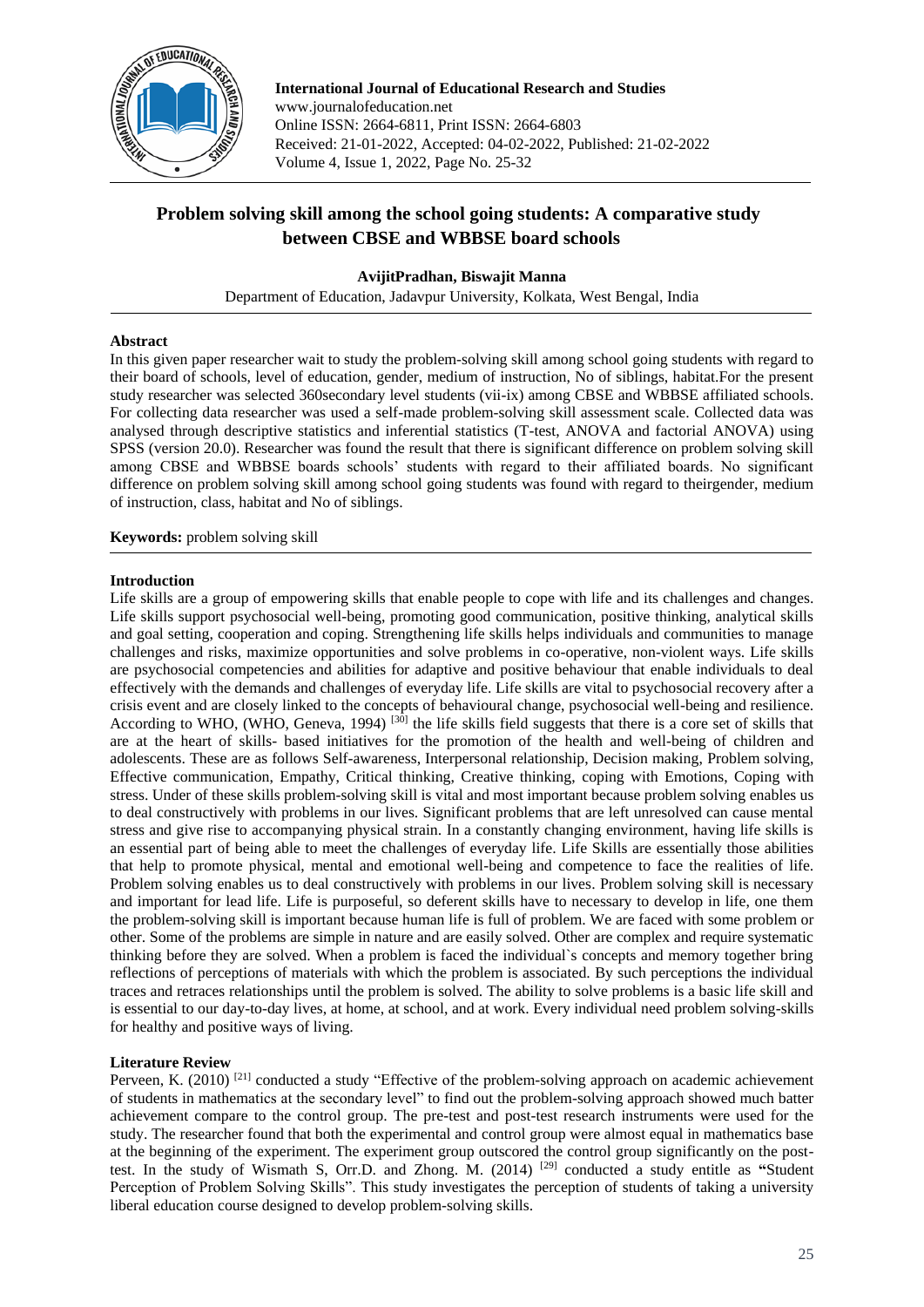**International Journal of Educational Research and Studies**
www.journalofeducation.net
Online ISSN: 2664-6811, Print ISSN: 2664-6803
Received: 21-01-2022, Accepted: 04-02-2022, Published: 21-02-2022
Volume 4, Issue 1, 2022, Page No. 25-32

# Problem solving skill among the school going students: A comparative study between CBSE and WBBSE board schools

**AvijitPradhan, Biswajit Manna**

Department of Education, Jadavpur University, Kolkata, West Bengal, India

## Abstract

In this given paper researcher wait to study the problem-solving skill among school going students with regard to their board of schools, level of education, gender, medium of instruction, No of siblings, habitat.For the present study researcher was selected 360secondary level students (vii-ix) among CBSE and WBBSE affiliated schools. For collecting data researcher was used a self-made problem-solving skill assessment scale. Collected data was analysed through descriptive statistics and inferential statistics (T-test, ANOVA and factorial ANOVA) using SPSS (version 20.0). Researcher was found the result that there is significant difference on problem solving skill among CBSE and WBBSE boards schools' students with regard to their affiliated boards. No significant difference on problem solving skill among school going students was found with regard to theirgender, medium of instruction, class, habitat and No of siblings.

**Keywords:** problem solving skill

## Introduction

Life skills are a group of empowering skills that enable people to cope with life and its challenges and changes. Life skills support psychosocial well-being, promoting good communication, positive thinking, analytical skills and goal setting, cooperation and coping. Strengthening life skills helps individuals and communities to manage challenges and risks, maximize opportunities and solve problems in co-operative, non-violent ways. Life skills are psychosocial competencies and abilities for adaptive and positive behaviour that enable individuals to deal effectively with the demands and challenges of everyday life. Life skills are vital to psychosocial recovery after a crisis event and are closely linked to the concepts of behavioural change, psychosocial well-being and resilience. According to WHO, (WHO, Geneva, 1994) [30] the life skills field suggests that there is a core set of skills that are at the heart of skills- based initiatives for the promotion of the health and well-being of children and adolescents. These are as follows Self-awareness, Interpersonal relationship, Decision making, Problem solving, Effective communication, Empathy, Critical thinking, Creative thinking, coping with Emotions, Coping with stress. Under of these skills problem-solving skill is vital and most important because problem solving enables us to deal constructively with problems in our lives. Significant problems that are left unresolved can cause mental stress and give rise to accompanying physical strain. In a constantly changing environment, having life skills is an essential part of being able to meet the challenges of everyday life. Life Skills are essentially those abilities that help to promote physical, mental and emotional well-being and competence to face the realities of life. Problem solving enables us to deal constructively with problems in our lives. Problem solving skill is necessary and important for lead life. Life is purposeful, so deferent skills have to necessary to develop in life, one them the problem-solving skill is important because human life is full of problem. We are faced with some problem or other. Some of the problems are simple in nature and are easily solved. Other are complex and require systematic thinking before they are solved. When a problem is faced the individual`s concepts and memory together bring reflections of perceptions of materials with which the problem is associated. By such perceptions the individual traces and retraces relationships until the problem is solved. The ability to solve problems is a basic life skill and is essential to our day-to-day lives, at home, at school, and at work. Every individual need problem solving-skills for healthy and positive ways of living.

## Literature Review

Perveen, K. (2010) [21] conducted a study "Effective of the problem-solving approach on academic achievement of students in mathematics at the secondary level" to find out the problem-solving approach showed much batter achievement compare to the control group. The pre-test and post-test research instruments were used for the study. The researcher found that both the experimental and control group were almost equal in mathematics base at the beginning of the experiment. The experiment group outscored the control group significantly on the post-test. In the study of Wismath S, Orr.D. and Zhong. M. (2014) [29] conducted a study entitle as **"**Student Perception of Problem Solving Skills". This study investigates the perception of students of taking a university liberal education course designed to develop problem-solving skills.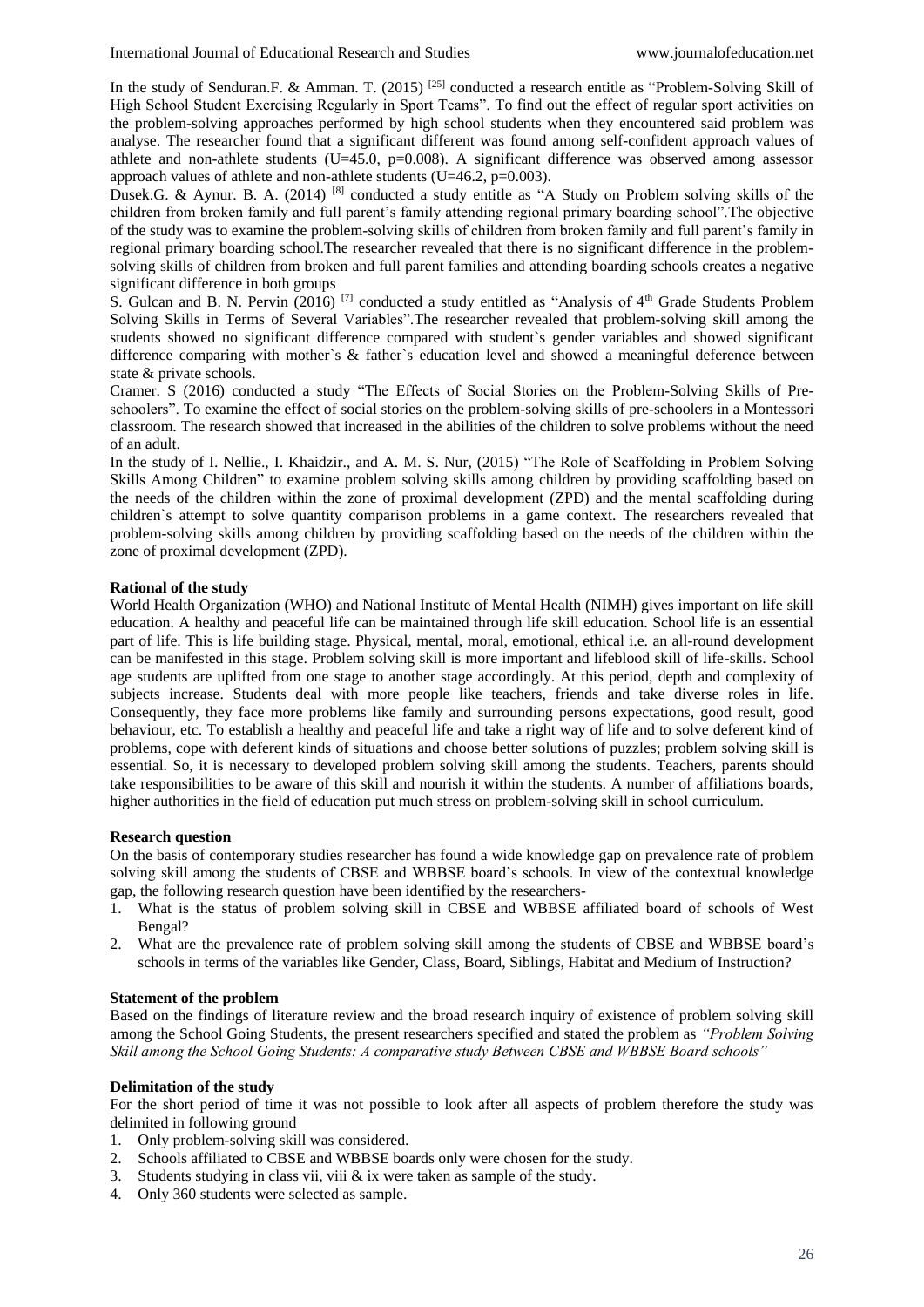In the study of Senduran.F. & Amman. T. (2015) [25] conducted a research entitle as "Problem-Solving Skill of High School Student Exercising Regularly in Sport Teams". To find out the effect of regular sport activities on the problem-solving approaches performed by high school students when they encountered said problem was analyse. The researcher found that a significant different was found among self-confident approach values of athlete and non-athlete students (U=45.0, p=0.008). A significant difference was observed among assessor approach values of athlete and non-athlete students (U=46.2, p=0.003).

Dusek.G. & Aynur. B. A. (2014) [8] conducted a study entitle as "A Study on Problem solving skills of the children from broken family and full parent's family attending regional primary boarding school".The objective of the study was to examine the problem-solving skills of children from broken family and full parent's family in regional primary boarding school.The researcher revealed that there is no significant difference in the problem-solving skills of children from broken and full parent families and attending boarding schools creates a negative significant difference in both groups

S. Gulcan and B. N. Pervin (2016) [7] conducted a study entitled as "Analysis of 4th Grade Students Problem Solving Skills in Terms of Several Variables".The researcher revealed that problem-solving skill among the students showed no significant difference compared with student`s gender variables and showed significant difference comparing with mother`s & father`s education level and showed a meaningful deference between state & private schools.

Cramer. S (2016) conducted a study "The Effects of Social Stories on the Problem-Solving Skills of Pre-schoolers". To examine the effect of social stories on the problem-solving skills of pre-schoolers in a Montessori classroom. The research showed that increased in the abilities of the children to solve problems without the need of an adult.

In the study of I. Nellie., I. Khaidzir., and A. M. S. Nur, (2015) "The Role of Scaffolding in Problem Solving Skills Among Children" to examine problem solving skills among children by providing scaffolding based on the needs of the children within the zone of proximal development (ZPD) and the mental scaffolding during children`s attempt to solve quantity comparison problems in a game context. The researchers revealed that problem-solving skills among children by providing scaffolding based on the needs of the children within the zone of proximal development (ZPD).

**Rational of the study**

World Health Organization (WHO) and National Institute of Mental Health (NIMH) gives important on life skill education. A healthy and peaceful life can be maintained through life skill education. School life is an essential part of life. This is life building stage. Physical, mental, moral, emotional, ethical i.e. an all-round development can be manifested in this stage. Problem solving skill is more important and lifeblood skill of life-skills. School age students are uplifted from one stage to another stage accordingly. At this period, depth and complexity of subjects increase. Students deal with more people like teachers, friends and take diverse roles in life. Consequently, they face more problems like family and surrounding persons expectations, good result, good behaviour, etc. To establish a healthy and peaceful life and take a right way of life and to solve deferent kind of problems, cope with deferent kinds of situations and choose better solutions of puzzles; problem solving skill is essential. So, it is necessary to developed problem solving skill among the students. Teachers, parents should take responsibilities to be aware of this skill and nourish it within the students. A number of affiliations boards, higher authorities in the field of education put much stress on problem-solving skill in school curriculum.

**Research question**

On the basis of contemporary studies researcher has found a wide knowledge gap on prevalence rate of problem solving skill among the students of CBSE and WBBSE board's schools. In view of the contextual knowledge gap, the following research question have been identified by the researchers-

1. What is the status of problem solving skill in CBSE and WBBSE affiliated board of schools of West Bengal?
2. What are the prevalence rate of problem solving skill among the students of CBSE and WBBSE board's schools in terms of the variables like Gender, Class, Board, Siblings, Habitat and Medium of Instruction?

**Statement of the problem**

Based on the findings of literature review and the broad research inquiry of existence of problem solving skill among the School Going Students, the present researchers specified and stated the problem as *"Problem Solving Skill among the School Going Students: A comparative study Between CBSE and WBBSE Board schools"*

**Delimitation of the study**

For the short period of time it was not possible to look after all aspects of problem therefore the study was delimited in following ground

1. Only problem-solving skill was considered.
2. Schools affiliated to CBSE and WBBSE boards only were chosen for the study.
3. Students studying in class vii, viii & ix were taken as sample of the study.
4. Only 360 students were selected as sample.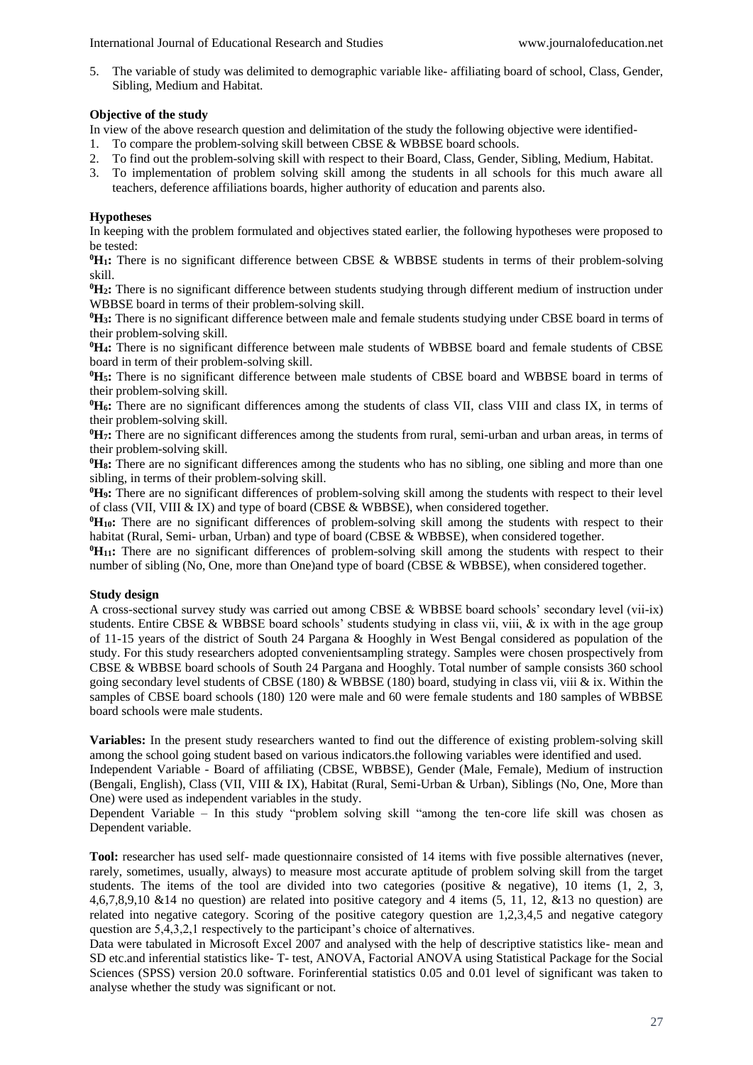5. The variable of study was delimited to demographic variable like- affiliating board of school, Class, Gender, Sibling, Medium and Habitat.

**Objective of the study**

In view of the above research question and delimitation of the study the following objective were identified-

1. To compare the problem-solving skill between CBSE & WBBSE board schools.
2. To find out the problem-solving skill with respect to their Board, Class, Gender, Sibling, Medium, Habitat.
3. To implementation of problem solving skill among the students in all schools for this much aware all teachers, deference affiliations boards, higher authority of education and parents also.

**Hypotheses**

In keeping with the problem formulated and objectives stated earlier, the following hypotheses were proposed to be tested:

**$^0H_1$:** There is no significant difference between CBSE & WBBSE students in terms of their problem-solving skill.

**$^0H_2$:** There is no significant difference between students studying through different medium of instruction under WBBSE board in terms of their problem-solving skill.

**$^0H_3$:** There is no significant difference between male and female students studying under CBSE board in terms of their problem-solving skill.

**$^0H_4$:** There is no significant difference between male students of WBBSE board and female students of CBSE board in term of their problem-solving skill.

**$^0H_5$:** There is no significant difference between male students of CBSE board and WBBSE board in terms of their problem-solving skill.

**$^0H_6$:** There are no significant differences among the students of class VII, class VIII and class IX, in terms of their problem-solving skill.

**$^0H_7$:** There are no significant differences among the students from rural, semi-urban and urban areas, in terms of their problem-solving skill.

**$^0H_8$:** There are no significant differences among the students who has no sibling, one sibling and more than one sibling, in terms of their problem-solving skill.

**$^0H_9$:** There are no significant differences of problem-solving skill among the students with respect to their level of class (VII, VIII & IX) and type of board (CBSE & WBBSE), when considered together.

**$^0H_{10}$:** There are no significant differences of problem-solving skill among the students with respect to their habitat (Rural, Semi- urban, Urban) and type of board (CBSE & WBBSE), when considered together.

**$^0H_{11}$:** There are no significant differences of problem-solving skill among the students with respect to their number of sibling (No, One, more than One)and type of board (CBSE & WBBSE), when considered together.

**Study design**

A cross-sectional survey study was carried out among CBSE & WBBSE board schools' secondary level (vii-ix) students. Entire CBSE & WBBSE board schools' students studying in class vii, viii, & ix with in the age group of 11-15 years of the district of South 24 Pargana & Hooghly in West Bengal considered as population of the study. For this study researchers adopted convenientsampling strategy. Samples were chosen prospectively from CBSE & WBBSE board schools of South 24 Pargana and Hooghly. Total number of sample consists 360 school going secondary level students of CBSE (180) & WBBSE (180) board, studying in class vii, viii & ix. Within the samples of CBSE board schools (180) 120 were male and 60 were female students and 180 samples of WBBSE board schools were male students.

**Variables:** In the present study researchers wanted to find out the difference of existing problem-solving skill among the school going student based on various indicators.the following variables were identified and used.

Independent Variable - Board of affiliating (CBSE, WBBSE), Gender (Male, Female), Medium of instruction (Bengali, English), Class (VII, VIII & IX), Habitat (Rural, Semi-Urban & Urban), Siblings (No, One, More than One) were used as independent variables in the study.

Dependent Variable – In this study "problem solving skill "among the ten-core life skill was chosen as Dependent variable.

**Tool:** researcher has used self- made questionnaire consisted of 14 items with five possible alternatives (never, rarely, sometimes, usually, always) to measure most accurate aptitude of problem solving skill from the target students. The items of the tool are divided into two categories (positive & negative), 10 items (1, 2, 3, 4,6,7,8,9,10 &14 no question) are related into positive category and 4 items (5, 11, 12, &13 no question) are related into negative category. Scoring of the positive category question are 1,2,3,4,5 and negative category question are 5,4,3,2,1 respectively to the participant's choice of alternatives.

Data were tabulated in Microsoft Excel 2007 and analysed with the help of descriptive statistics like- mean and SD etc.and inferential statistics like- T- test, ANOVA, Factorial ANOVA using Statistical Package for the Social Sciences (SPSS) version 20.0 software. Forinferential statistics 0.05 and 0.01 level of significant was taken to analyse whether the study was significant or not.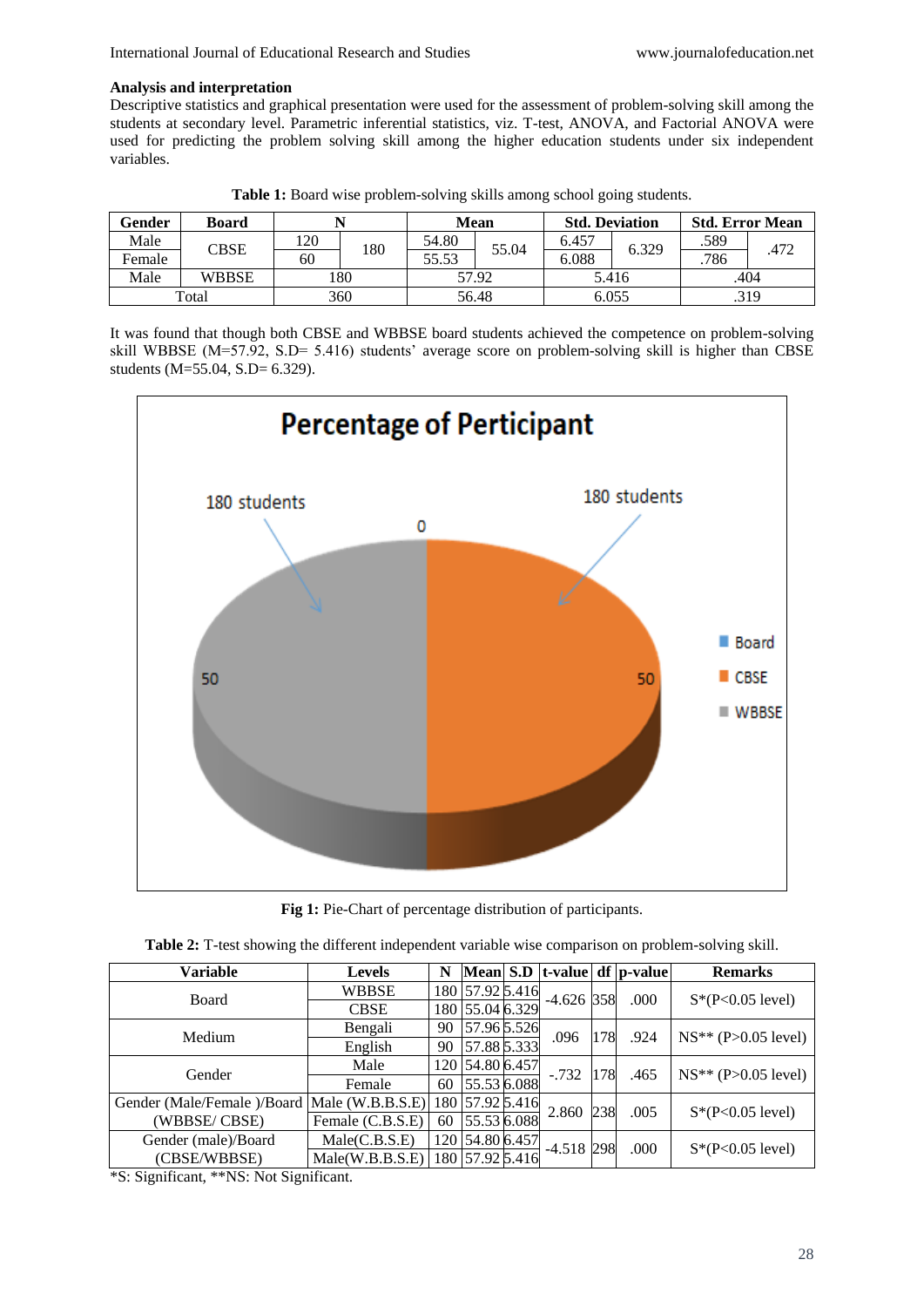### Analysis and interpretation

Descriptive statistics and graphical presentation were used for the assessment of problem-solving skill among the students at secondary level. Parametric inferential statistics, viz. T-test, ANOVA, and Factorial ANOVA were used for predicting the problem solving skill among the higher education students under six independent variables.

**Table 1:** Board wise problem-solving skills among school going students.

| Gender | Board | N | | Mean | | Std. Deviation | | Std. Error Mean | |
|---|---|---|---|---|---|---|---|---|---|
| Male | CBSE | 120 | 180 | 54.80 | 55.04 | 6.457 | 6.329 | .589 | .472 |
| Female | | 60 | | 55.53 | | 6.088 | | .786 | |
| Male | WBBSE | 180 | | 57.92 | | 5.416 | | .404 | |
| Total | | 360 | | 56.48 | | 6.055 | | .319 | |

It was found that though both CBSE and WBBSE board students achieved the competence on problem-solving skill WBBSE (M=57.92, S.D= 5.416) students' average score on problem-solving skill is higher than CBSE students (M=55.04, S.D= 6.329).

**Fig 1:** Pie-Chart of percentage distribution of participants.

**Table 2:** T-test showing the different independent variable wise comparison on problem-solving skill.

| Variable | Levels | N | Mean | S.D | t-value | df | p-value | Remarks |
|---|---|---|---|---|---|---|---|---|
| Board | WBBSE | 180 | 57.92 | 5.416 | -4.626 | 358 | .000 | S*(P<0.05 level) |
| | CBSE | 180 | 55.04 | 6.329 | | | | |
| Medium | Bengali | 90 | 57.96 | 5.526 | .096 | 178 | .924 | NS** (P>0.05 level) |
| | English | 90 | 57.88 | 5.333 | | | | |
| Gender | Male | 120 | 54.80 | 6.457 | -.732 | 178 | .465 | NS** (P>0.05 level) |
| | Female | 60 | 55.53 | 6.088 | | | | |
| Gender (Male/Female )/Board (WBBSE/ CBSE) | Male (W.B.B.S.E) | 180 | 57.92 | 5.416 | 2.860 | 238 | .005 | S*(P<0.05 level) |
| | Female (C.B.S.E) | 60 | 55.53 | 6.088 | | | | |
| Gender (male)/Board (CBSE/WBBSE) | Male(C.B.S.E) | 120 | 54.80 | 6.457 | -4.518 | 298 | .000 | S*(P<0.05 level) |
| | Male(W.B.B.S.E) | 180 | 57.92 | 5.416 | | | | |

*S: Significant, **NS: Not Significant.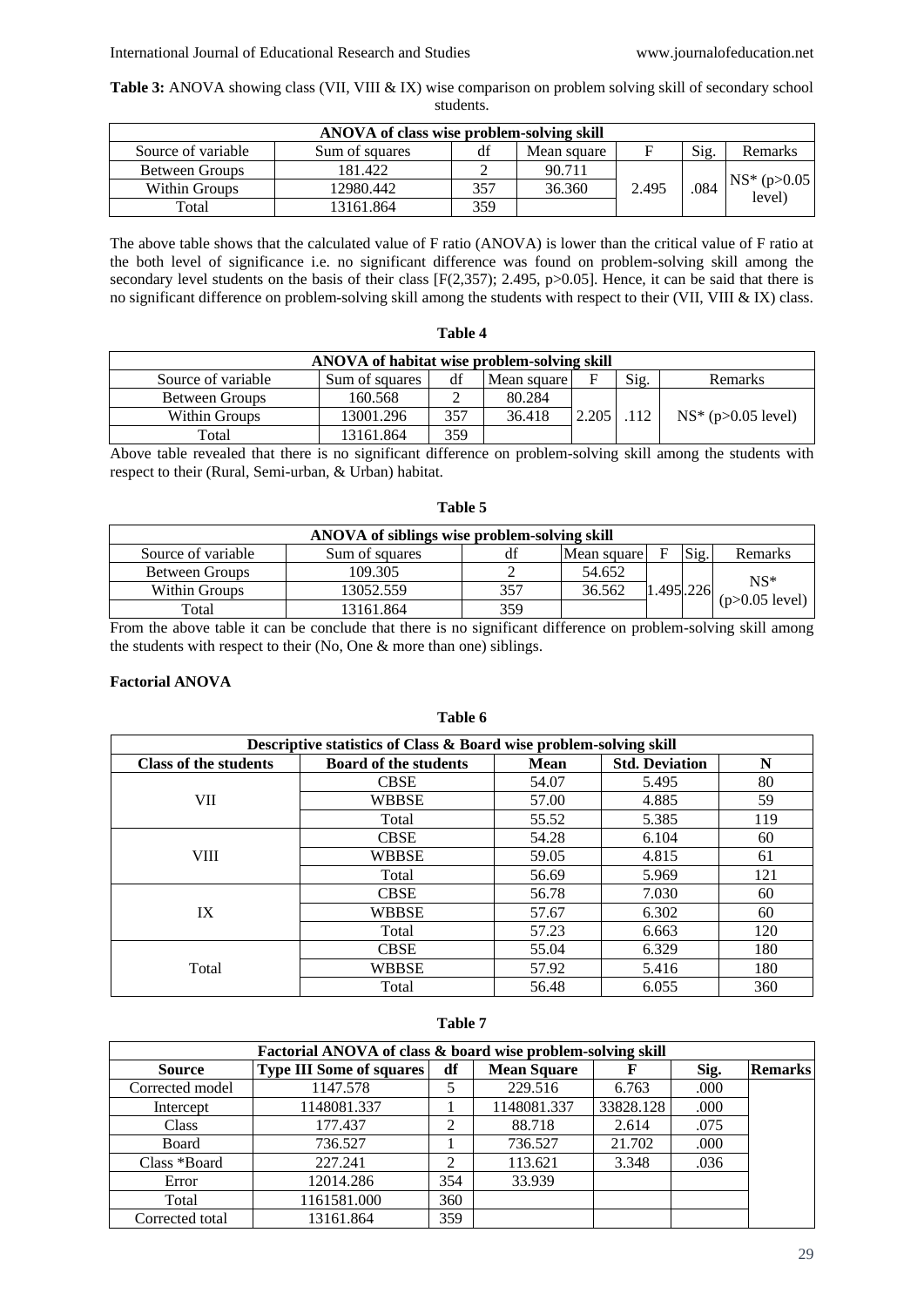**Table 3:** ANOVA showing class (VII, VIII & IX) wise comparison on problem solving skill of secondary school students.

| ANOVA of class wise problem-solving skill | | | | | | |
|---|---|---|---|---|---|---|
| Source of variable | Sum of squares | df | Mean square | F | Sig. | Remarks |
| Between Groups | 181.422 | 2 | 90.711 | 2.495 | .084 | NS* (p>0.05 level) |
| Within Groups | 12980.442 | 357 | 36.360 | | | |
| Total | 13161.864 | 359 | | | | |

The above table shows that the calculated value of F ratio (ANOVA) is lower than the critical value of F ratio at the both level of significance i.e. no significant difference was found on problem-solving skill among the secondary level students on the basis of their class [$F(2,357)$; 2.495, $p>0.05$]. Hence, it can be said that there is no significant difference on problem-solving skill among the students with respect to their (VII, VIII & IX) class.

**Table 4**

| ANOVA of habitat wise problem-solving skill | | | | | | |
|---|---|---|---|---|---|---|
| Source of variable | Sum of squares | df | Mean square | F | Sig. | Remarks |
| Between Groups | 160.568 | 2 | 80.284 | 2.205 | .112 | NS* (p>0.05 level) |
| Within Groups | 13001.296 | 357 | 36.418 | | | |
| Total | 13161.864 | 359 | | | | |

Above table revealed that there is no significant difference on problem-solving skill among the students with respect to their (Rural, Semi-urban, & Urban) habitat.

**Table 5**

| ANOVA of siblings wise problem-solving skill | | | | | | |
|---|---|---|---|---|---|---|
| Source of variable | Sum of squares | df | Mean square | F | Sig. | Remarks |
| Between Groups | 109.305 | 2 | 54.652 | 1.495 | .226 | NS* (p>0.05 level) |
| Within Groups | 13052.559 | 357 | 36.562 | | | |
| Total | 13161.864 | 359 | | | | |

From the above table it can be conclude that there is no significant difference on problem-solving skill among the students with respect to their (No, One & more than one) siblings.

**Factorial ANOVA**

**Table 6**

| Descriptive statistics of Class & Board wise problem-solving skill | | | | |
|---|---|---|---|---|
| **Class of the students** | **Board of the students** | **Mean** | **Std. Deviation** | **N** |
| VII | CBSE | 54.07 | 5.495 | 80 |
| | WBBSE | 57.00 | 4.885 | 59 |
| | Total | 55.52 | 5.385 | 119 |
| VIII | CBSE | 54.28 | 6.104 | 60 |
| | WBBSE | 59.05 | 4.815 | 61 |
| | Total | 56.69 | 5.969 | 121 |
| IX | CBSE | 56.78 | 7.030 | 60 |
| | WBBSE | 57.67 | 6.302 | 60 |
| | Total | 57.23 | 6.663 | 120 |
| Total | CBSE | 55.04 | 6.329 | 180 |
| | WBBSE | 57.92 | 5.416 | 180 |
| | Total | 56.48 | 6.055 | 360 |

**Table 7**

| Factorial ANOVA of class & board wise problem-solving skill | | | | | | |
|---|---|---|---|---|---|---|
| **Source** | **Type III Some of squares** | **df** | **Mean Square** | **F** | **Sig.** | **Remarks** |
| Corrected model | 1147.578 | 5 | 229.516 | 6.763 | .000 | |
| Intercept | 1148081.337 | 1 | 1148081.337 | 33828.128 | .000 | |
| Class | 177.437 | 2 | 88.718 | 2.614 | .075 | |
| Board | 736.527 | 1 | 736.527 | 21.702 | .000 | |
| Class *Board | 227.241 | 2 | 113.621 | 3.348 | .036 | |
| Error | 12014.286 | 354 | 33.939 | | | |
| Total | 1161581.000 | 360 | | | | |
| Corrected total | 13161.864 | 359 | | | | |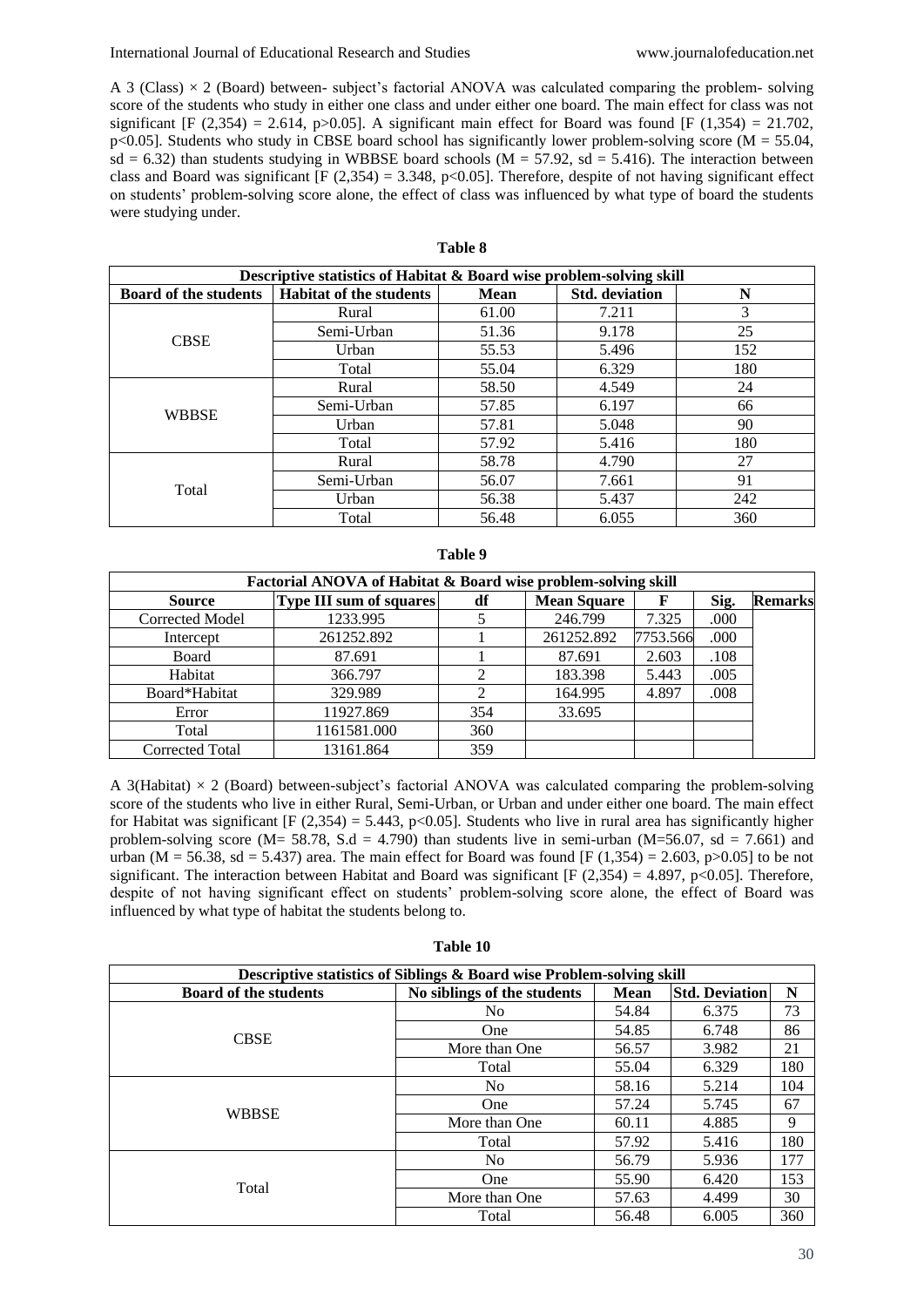A 3 (Class) × 2 (Board) between- subject's factorial ANOVA was calculated comparing the problem- solving score of the students who study in either one class and under either one board. The main effect for Class was not significant [$F(2,354) = 2.614$, $p>0.05$]. A significant main effect for Board was found [$F(1,354) = 21.702$, $p<0.05$]. Students who study in CBSE board school has significantly lower problem-solving score ($M = 55.04$, $sd = 6.32$) than students studying in WBBSE board schools ($M = 57.92$, $sd = 5.416$). The interaction between class and Board was significant [$F(2,354) = 3.348$, $p<0.05$]. Therefore, despite of not having significant effect on students' problem-solving score alone, the effect of class was influenced by what type of board the students were studying under.

**Table 8**

| Descriptive statistics of Habitat & Board wise problem-solving skill | | | | |
|---|---|---|---|---|
| **Board of the students** | **Habitat of the students** | **Mean** | **Std. deviation** | **N** |
| CBSE | Rural | 61.00 | 7.211 | 3 |
| | Semi-Urban | 51.36 | 9.178 | 25 |
| | Urban | 55.53 | 5.496 | 152 |
| | Total | 55.04 | 6.329 | 180 |
| WBBSE | Rural | 58.50 | 4.549 | 24 |
| | Semi-Urban | 57.85 | 6.197 | 66 |
| | Urban | 57.81 | 5.048 | 90 |
| | Total | 57.92 | 5.416 | 180 |
| Total | Rural | 58.78 | 4.790 | 27 |
| | Semi-Urban | 56.07 | 7.661 | 91 |
| | Urban | 56.38 | 5.437 | 242 |
| | Total | 56.48 | 6.055 | 360 |

**Table 9**

| Factorial ANOVA of Habitat & Board wise problem-solving skill | | | | | | |
|---|---|---|---|---|---|---|
| **Source** | **Type III sum of squares** | **df** | **Mean Square** | **F** | **Sig.** | **Remarks** |
| Corrected Model | 1233.995 | 5 | 246.799 | 7.325 | .000 | |
| Intercept | 261252.892 | 1 | 261252.892 | 7753.566 | .000 | |
| Board | 87.691 | 1 | 87.691 | 2.603 | .108 | |
| Habitat | 366.797 | 2 | 183.398 | 5.443 | .005 | |
| Board*Habitat | 329.989 | 2 | 164.995 | 4.897 | .008 | |
| Error | 11927.869 | 354 | 33.695 | | | |
| Total | 1161581.000 | 360 | | | | |
| Corrected Total | 13161.864 | 359 | | | | |

A 3(Habitat) × 2 (Board) between-subject's factorial ANOVA was calculated comparing the problem-solving score of the students who live in either Rural, Semi-Urban, or Urban and under either one board. The main effect for Habitat was significant [$F(2,354) = 5.443$, $p<0.05$]. Students who live in rural area has significantly higher problem-solving score ($M= 58.78$, $S.d = 4.790$) than students live in semi-urban ($M=56.07$, $sd = 7.661$) and urban ($M = 56.38$, $sd = 5.437$) area. The main effect for Board was found [$F(1,354) = 2.603$, $p>0.05$] to be not significant. The interaction between Habitat and Board was significant [$F(2,354) = 4.897$, $p<0.05$]. Therefore, despite of not having significant effect on students' problem-solving score alone, the effect of Board was influenced by what type of habitat the students belong to.

**Table 10**

| Descriptive statistics of Siblings & Board wise Problem-solving skill | | | | |
|---|---|---|---|---|
| **Board of the students** | **No siblings of the students** | **Mean** | **Std. Deviation** | **N** |
| CBSE | No | 54.84 | 6.375 | 73 |
| | One | 54.85 | 6.748 | 86 |
| | More than One | 56.57 | 3.982 | 21 |
| | Total | 55.04 | 6.329 | 180 |
| WBBSE | No | 58.16 | 5.214 | 104 |
| | One | 57.24 | 5.745 | 67 |
| | More than One | 60.11 | 4.885 | 9 |
| | Total | 57.92 | 5.416 | 180 |
| Total | No | 56.79 | 5.936 | 177 |
| | One | 55.90 | 6.420 | 153 |
| | More than One | 57.63 | 4.499 | 30 |
| | Total | 56.48 | 6.005 | 360 |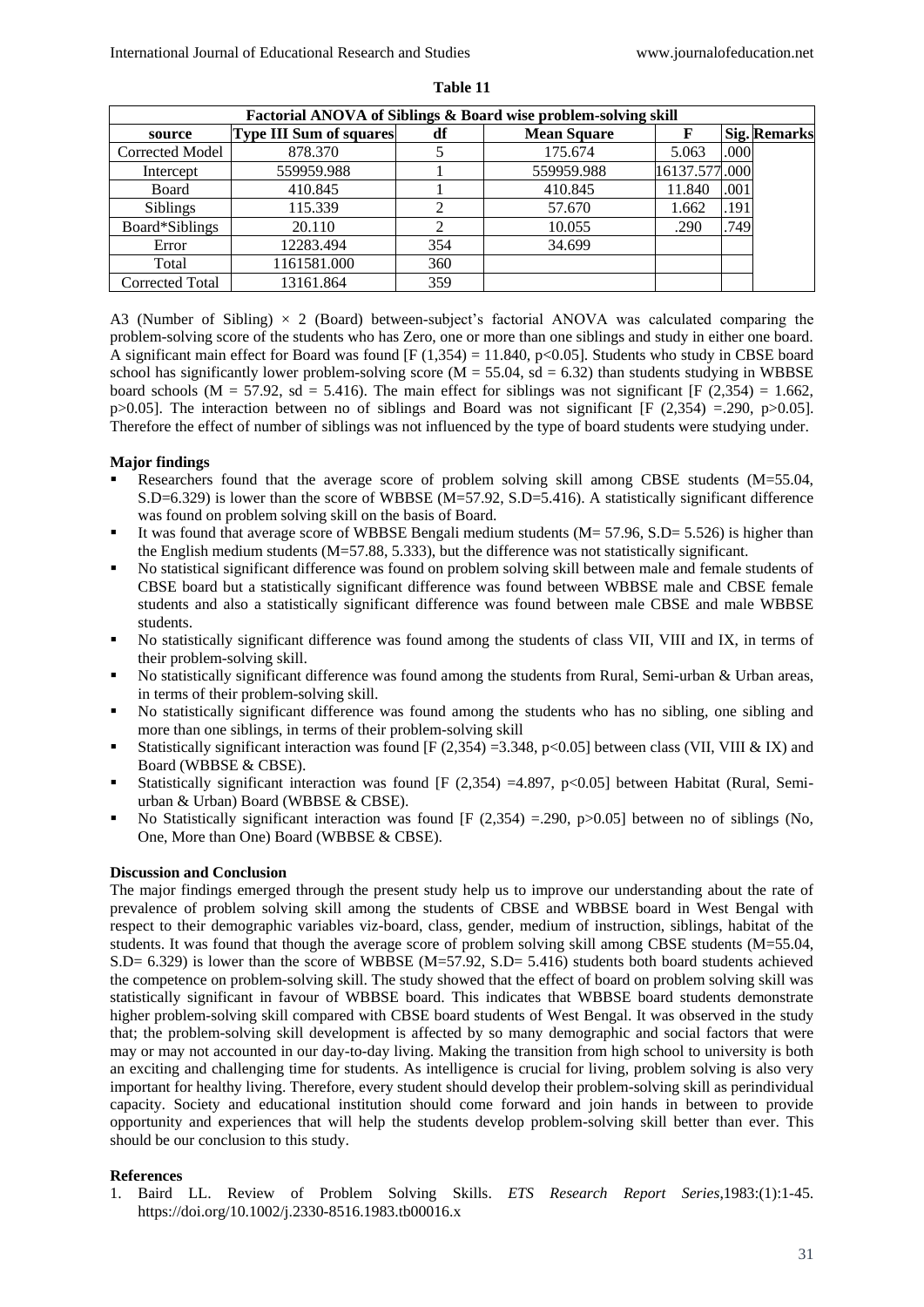**Table 11**

| Factorial ANOVA of Siblings & Board wise problem-solving skill | | | | | | |
|---|---|---|---|---|---|---|
| source | Type III Sum of squares | df | Mean Square | F | Sig. | Remarks |
| Corrected Model | 878.370 | 5 | 175.674 | 5.063 | .000 | |
| Intercept | 559959.988 | 1 | 559959.988 | 16137.577 | .000 | |
| Board | 410.845 | 1 | 410.845 | 11.840 | .001 | |
| Siblings | 115.339 | 2 | 57.670 | 1.662 | .191 | |
| Board*Siblings | 20.110 | 2 | 10.055 | .290 | .749 | |
| Error | 12283.494 | 354 | 34.699 | | | |
| Total | 1161581.000 | 360 | | | | |
| Corrected Total | 13161.864 | 359 | | | | |

A3 (Number of Sibling) × 2 (Board) between-subject's factorial ANOVA was calculated comparing the problem-solving score of the students who has Zero, one or more than one siblings and study in either one board. A significant main effect for Board was found [$F(1,354) = 11.840$, $p<0.05$]. Students who study in CBSE board school has significantly lower problem-solving score ($M = 55.04$, $sd = 6.32$) than students studying in WBBSE board schools ($M = 57.92$, $sd = 5.416$). The main effect for siblings was not significant [$F(2,354) = 1.662$, $p>0.05$]. The interaction between no of siblings and Board was not significant [$F(2,354) = .290$, $p>0.05$]. Therefore the effect of number of siblings was not influenced by the type of board students were studying under.

**Major findings**

- Researchers found that the average score of problem solving skill among CBSE students (M=55.04, S.D=6.329) is lower than the score of WBBSE (M=57.92, S.D=5.416). A statistically significant difference was found on problem solving skill on the basis of Board.
- It was found that average score of WBBSE Bengali medium students (M= 57.96, S.D= 5.526) is higher than the English medium students (M=57.88, 5.333), but the difference was not statistically significant.
- No statistical significant difference was found on problem solving skill between male and female students of CBSE board but a statistically significant difference was found between WBBSE male and CBSE female students and also a statistically significant difference was found between male CBSE and male WBBSE students.
- No statistically significant difference was found among the students of class VII, VIII and IX, in terms of their problem-solving skill.
- No statistically significant difference was found among the students from Rural, Semi-urban & Urban areas, in terms of their problem-solving skill.
- No statistically significant difference was found among the students who has no sibling, one sibling and more than one siblings, in terms of their problem-solving skill
- Statistically significant interaction was found [$F(2,354) = 3.348$, $p<0.05$] between class (VII, VIII & IX) and Board (WBBSE & CBSE).
- Statistically significant interaction was found [$F(2,354) = 4.897$, $p<0.05$] between Habitat (Rural, Semi-urban & Urban) Board (WBBSE & CBSE).
- No Statistically significant interaction was found [$F(2,354) = .290$, $p>0.05$] between no of siblings (No, One, More than One) Board (WBBSE & CBSE).

**Discussion and Conclusion**

The major findings emerged through the present study help us to improve our understanding about the rate of prevalence of problem solving skill among the students of CBSE and WBBSE board in West Bengal with respect to their demographic variables viz-board, class, gender, medium of instruction, siblings, habitat of the students. It was found that though the average score of problem solving skill among CBSE students (M=55.04, S.D= 6.329) is lower than the score of WBBSE (M=57.92, S.D= 5.416) students both board students achieved the competence on problem-solving skill. The study showed that the effect of board on problem solving skill was statistically significant in favour of WBBSE board. This indicates that WBBSE board students demonstrate higher problem-solving skill compared with CBSE board students of West Bengal. It was observed in the study that; the problem-solving skill development is affected by so many demographic and social factors that were may or may not accounted in our day-to-day living. Making the transition from high school to university is both an exciting and challenging time for students. As intelligence is crucial for living, problem solving is also very important for healthy living. Therefore, every student should develop their problem-solving skill as perindividual capacity. Society and educational institution should come forward and join hands in between to provide opportunity and experiences that will help the students develop problem-solving skill better than ever. This should be our conclusion to this study.

**References**

1. Baird LL. Review of Problem Solving Skills. *ETS Research Report Series*,1983:(1):1-45. https://doi.org/10.1002/j.2330-8516.1983.tb00016.x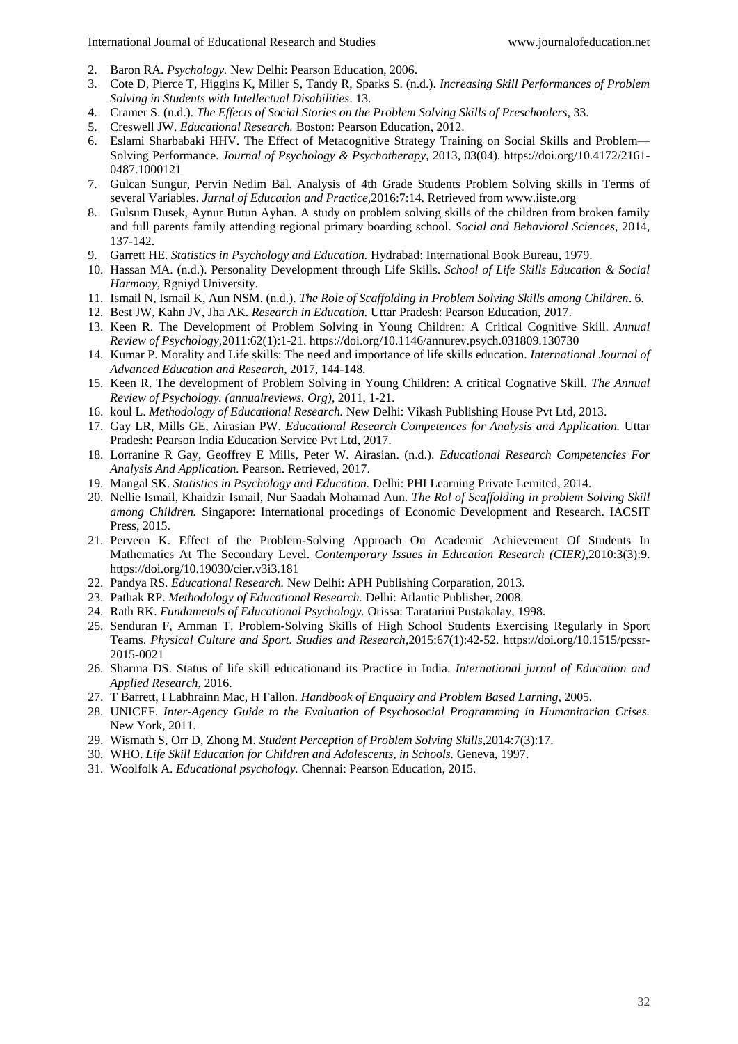2. Baron RA. *Psychology.* New Delhi: Pearson Education, 2006.
3. Cote D, Pierce T, Higgins K, Miller S, Tandy R, Sparks S. (n.d.). *Increasing Skill Performances of Problem Solving in Students with Intellectual Disabilities*. 13.
4. Cramer S. (n.d.). *The Effects of Social Stories on the Problem Solving Skills of Preschoolers*, 33.
5. Creswell JW. *Educational Research.* Boston: Pearson Education, 2012.
6. Eslami Sharbabaki HHV. The Effect of Metacognitive Strategy Training on Social Skills and Problem—Solving Performance. *Journal of Psychology & Psychotherapy*, 2013, 03(04). https://doi.org/10.4172/2161-0487.1000121
7. Gulcan Sungur, Pervin Nedim Bal. Analysis of 4th Grade Students Problem Solving skills in Terms of several Variables. *Jurnal of Education and Practice*,2016:7:14. Retrieved from www.iiste.org
8. Gulsum Dusek, Aynur Butun Ayhan. A study on problem solving skills of the children from broken family and full parents family attending regional primary boarding school. *Social and Behavioral Sciences*, 2014, 137-142.
9. Garrett HE. *Statistics in Psychology and Education.* Hydrabad: International Book Bureau, 1979.
10. Hassan MA. (n.d.). Personality Development through Life Skills. *School of Life Skills Education & Social Harmony*, Rgniyd University.
11. Ismail N, Ismail K, Aun NSM. (n.d.). *The Role of Scaffolding in Problem Solving Skills among Children*. 6.
12. Best JW, Kahn JV, Jha AK. *Research in Education.* Uttar Pradesh: Pearson Education, 2017.
13. Keen R. The Development of Problem Solving in Young Children: A Critical Cognitive Skill. *Annual Review of Psychology*,2011:62(1):1-21. https://doi.org/10.1146/annurev.psych.031809.130730
14. Kumar P. Morality and Life skills: The need and importance of life skills education. *International Journal of Advanced Education and Research*, 2017, 144-148.
15. Keen R. The development of Problem Solving in Young Children: A critical Cognative Skill. *The Annual Review of Psychology. (annualreviews. Org)*, 2011, 1-21.
16. koul L. *Methodology of Educational Research.* New Delhi: Vikash Publishing House Pvt Ltd, 2013.
17. Gay LR, Mills GE, Airasian PW. *Educational Research Competences for Analysis and Application.* Uttar Pradesh: Pearson India Education Service Pvt Ltd, 2017.
18. Lorranine R Gay, Geoffrey E Mills, Peter W. Airasian. (n.d.). *Educational Research Competencies For Analysis And Application.* Pearson. Retrieved, 2017.
19. Mangal SK. *Statistics in Psychology and Education.* Delhi: PHI Learning Private Lemited, 2014.
20. Nellie Ismail, Khaidzir Ismail, Nur Saadah Mohamad Aun. *The Rol of Scaffolding in problem Solving Skill among Children.* Singapore: International procedings of Economic Development and Research. IACSIT Press, 2015.
21. Perveen K. Effect of the Problem-Solving Approach On Academic Achievement Of Students In Mathematics At The Secondary Level. *Contemporary Issues in Education Research (CIER)*,2010:3(3):9. https://doi.org/10.19030/cier.v3i3.181
22. Pandya RS. *Educational Research.* New Delhi: APH Publishing Corparation, 2013.
23. Pathak RP. *Methodology of Educational Research.* Delhi: Atlantic Publisher, 2008.
24. Rath RK. *Fundametals of Educational Psychology.* Orissa: Taratarini Pustakalay, 1998.
25. Senduran F, Amman T. Problem-Solving Skills of High School Students Exercising Regularly in Sport Teams. *Physical Culture and Sport. Studies and Research*,2015:67(1):42-52. https://doi.org/10.1515/pcssr-2015-0021
26. Sharma DS. Status of life skill educationand its Practice in India. *International jurnal of Education and Applied Research*, 2016.
27. T Barrett, I Labhrainn Mac, H Fallon. *Handbook of Enquairy and Problem Based Larning*, 2005.
28. UNICEF. *Inter-Agency Guide to the Evaluation of Psychosocial Programming in Humanitarian Crises.* New York, 2011.
29. Wismath S, Orr D, Zhong M. *Student Perception of Problem Solving Skills*,2014:7(3):17.
30. WHO. *Life Skill Education for Children and Adolescents, in Schools.* Geneva, 1997.
31. Woolfolk A. *Educational psychology.* Chennai: Pearson Education, 2015.